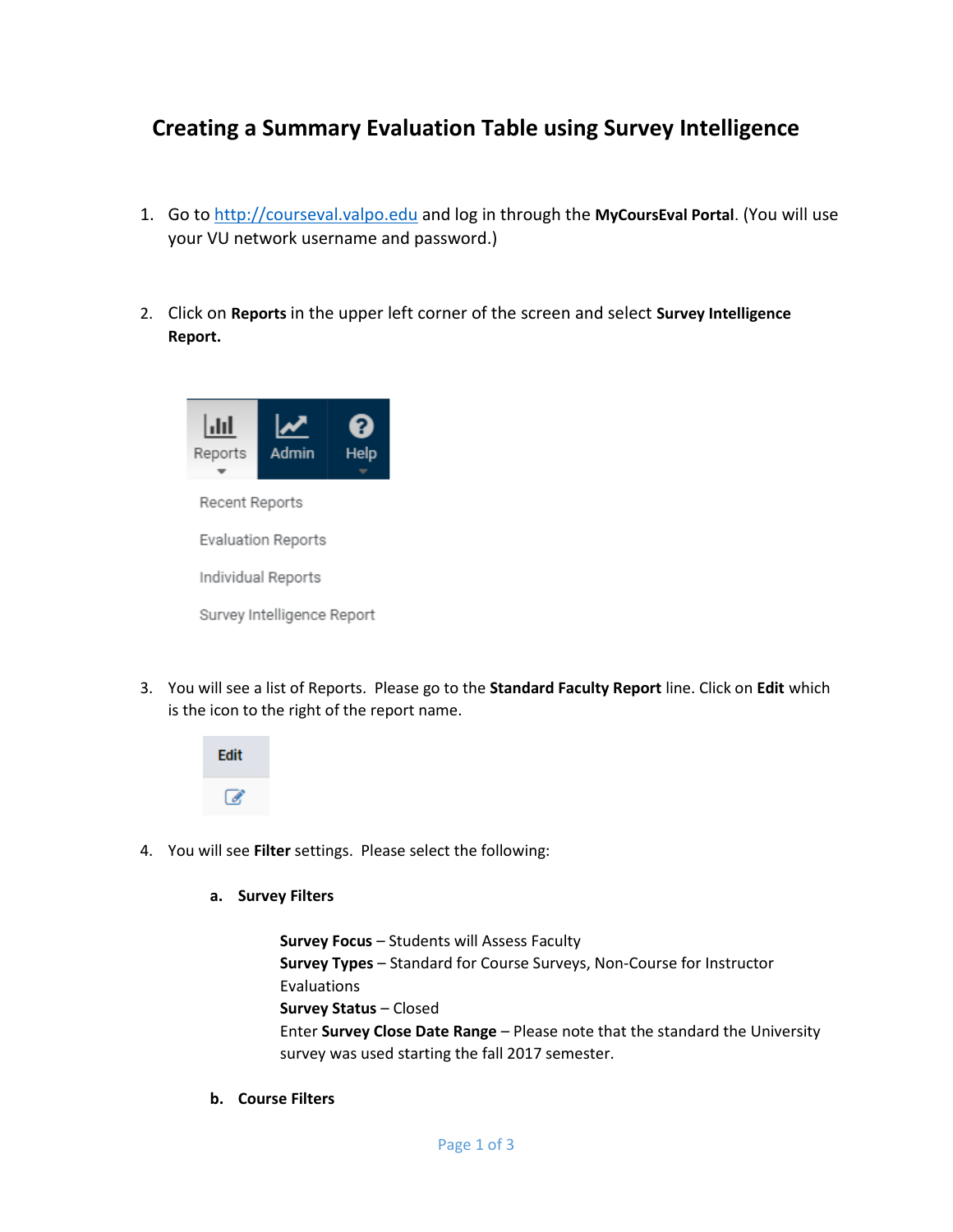# Creating a Summary Evaluation Table using Survey Intelligence

1. Go to http://courseval.valpo.edu and log in through the **MyCoursEval Portal**. (You will use your VU network username and password.)

2. Click on **Reports** in the upper left corner of the screen and select **Survey Intelligence Report.**

3. You will see a list of Reports. Please go to the **Standard Faculty Report** line. Click on **Edit** which is the icon to the right of the report name.

4. You will see **Filter** settings. Please select the following:

   a. **Survey Filters**

      **Survey Focus** – Students will Assess Faculty
      **Survey Types** – Standard for Course Surveys, Non-Course for Instructor Evaluations
      **Survey Status** – Closed
      Enter **Survey Close Date Range** – Please note that the standard the University survey was used starting the fall 2017 semester.

   b. **Course Filters**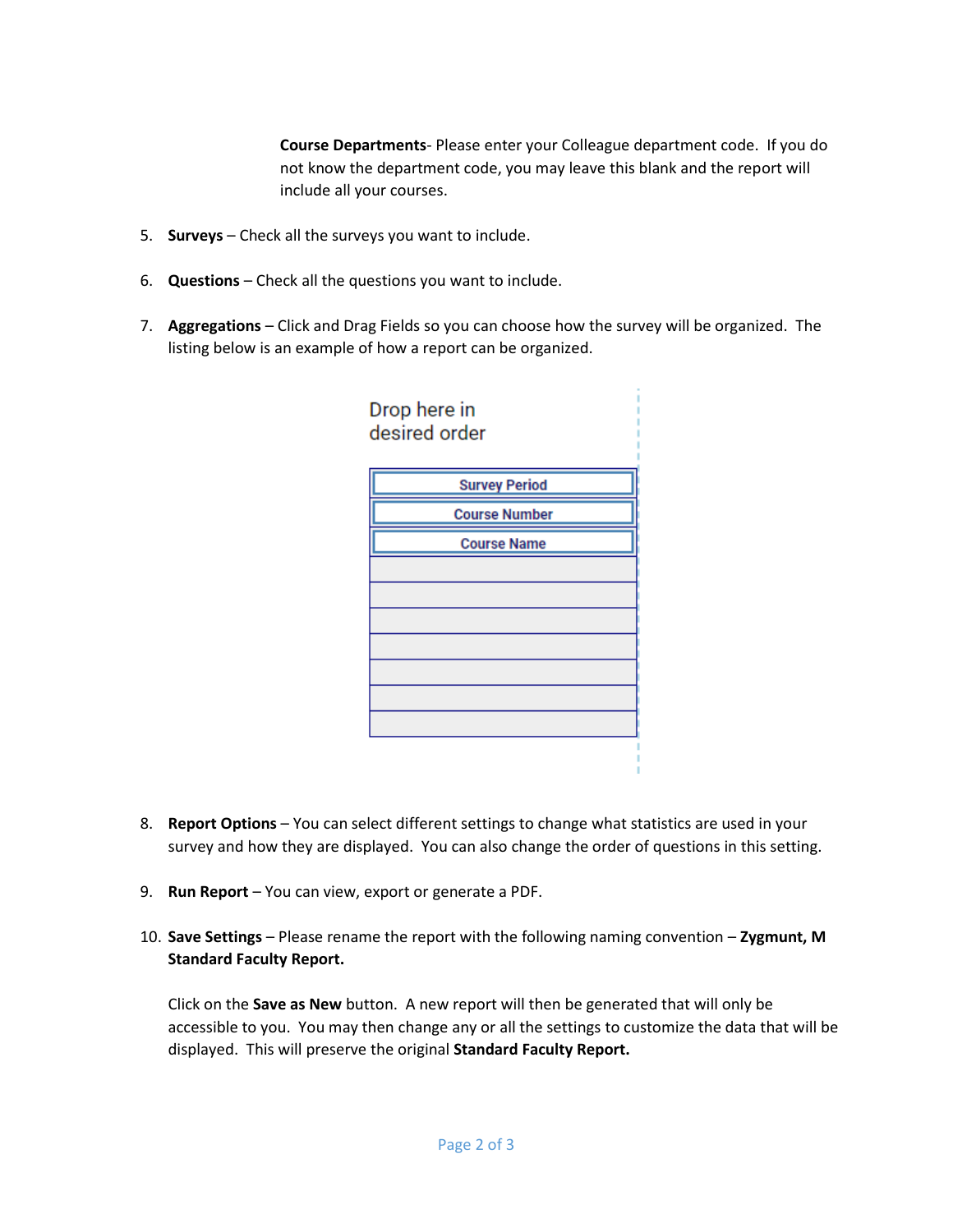**Course Departments**- Please enter your Colleague department code. If you do not know the department code, you may leave this blank and the report will include all your courses.

5. **Surveys** – Check all the surveys you want to include.

6. **Questions** – Check all the questions you want to include.

7. **Aggregations** – Click and Drag Fields so you can choose how the survey will be organized. The listing below is an example of how a report can be organized.

Drop here in desired order

| Survey Period |
|---|
| Course Number |
| Course Name |
| |
| |
| |
| |
| |
| |
| |

8. **Report Options** – You can select different settings to change what statistics are used in your survey and how they are displayed. You can also change the order of questions in this setting.

9. **Run Report** – You can view, export or generate a PDF.

10. **Save Settings** – Please rename the report with the following naming convention – **Zygmunt, M Standard Faculty Report.**

    Click on the **Save as New** button. A new report will then be generated that will only be accessible to you. You may then change any or all the settings to customize the data that will be displayed. This will preserve the original **Standard Faculty Report.**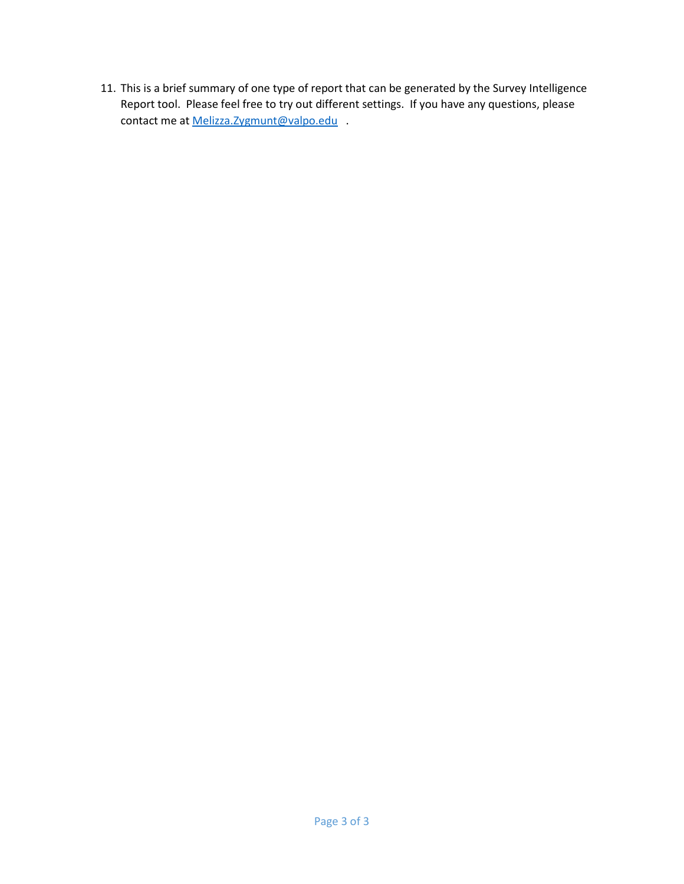11. This is a brief summary of one type of report that can be generated by the Survey Intelligence Report tool. Please feel free to try out different settings. If you have any questions, please contact me at [Melizza.Zygmunt@valpo.edu](mailto:Melizza.Zygmunt@valpo.edu) .